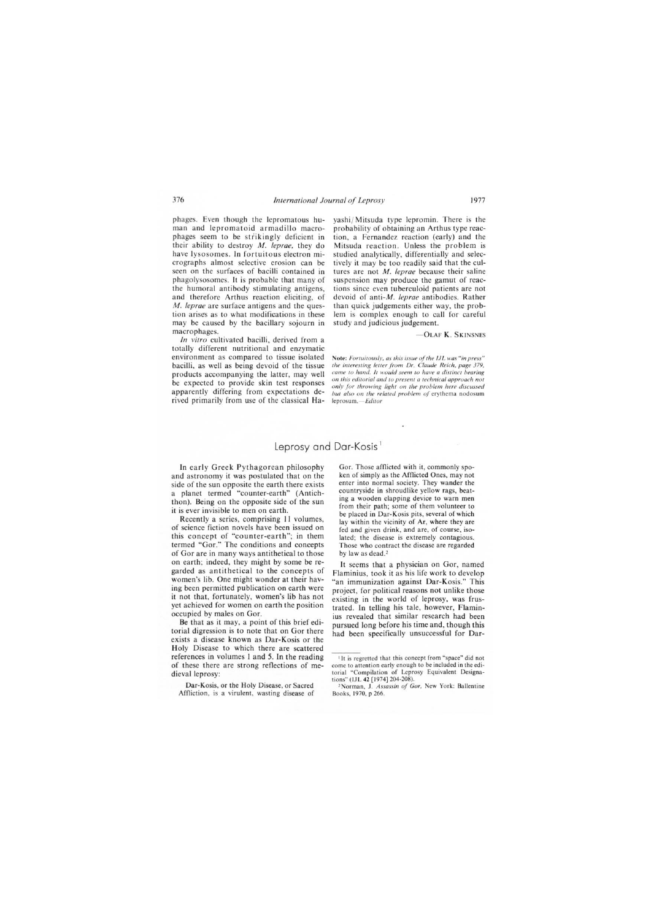phages. Even though the lepromatous human and lepromatoid armadillo macrophages seem to be strikingly deficient in their ability to destroy *M. leprae*, they do have lysosomes. In fortuitous electron micrographs almost selective erosion can be seen on the surfaces of bacilli contained in phagolysosomes. It is probable that many of the humoral antibody stimulating antigens, and therefore Arthus reaction eliciting, of *M. leprae* are surface antigens and the question arises as to what modifications in these may be caused by the bacillary sojourn in macrophages.

*In vitro* cultivated bacilli, derived from a totally different nutritional and enzymatic environment as compared to tissue isolated bacilli, as well as being devoid of the tissue products accompanying the latter, may well be expected to provide skin test responses apparently differing from expectations derived primarily from use of the classical Hayashi/Mitsuda type lepromin. There is the probability of obtaining an Arthus type reaction, a Fernandez reaction (early) and the Mitsuda reaction. Unless the problem is studied analytically, differentially and selectively it may be too readily said that the cultures are not *M. leprae* because their saline suspension may produce the gamut of reactions since even tuberculoid patients are not devoid of anti-*M. leprae* antibodies. Rather than quick judgements either way, the problem is complex enough to call for careful study and judicious judgement.

—OLAF K. SKINSNES

**Note:** *Fortuitously, as this issue of the IJL was "in press" the interesting letter from Dr. Claude Reich, page 379, came to hand. It would seem to have a distinct bearing on this editorial and to present a technical approach not only for throwing light on the problem here discussed but also on the related problem of* erythema nodosum leprosum.—*Editor*

## Leprosy and Dar-Kosis[1]

In early Greek Pythagorean philosophy and astronomy it was postulated that on the side of the sun opposite the earth there exists a planet termed "counter-earth" (Antichthon). Being on the opposite side of the sun it is ever invisible to men on earth.

Recently a series, comprising 11 volumes, of science fiction novels have been issued on this concept of "counter-earth"; in them termed "Gor." The conditions and concepts of Gor are in many ways antithetical to those on earth; indeed, they might by some be regarded as antithetical to the concepts of women's lib. One might wonder at their having been permitted publication on earth were it not that, fortunately, women's lib has not yet achieved for women on earth the position occupied by males on Gor.

Be that as it may, a point of this brief editorial digression is to note that on Gor there exists a disease known as Dar-Kosis or the Holy Disease to which there are scattered references in volumes 1 and 5. In the reading of these there are strong reflections of medieval leprosy:

> Dar-Kosis, or the Holy Disease, or Sacred Affliction, is a virulent, wasting disease of Gor. Those afflicted with it, commonly spoken of simply as the Afflicted Ones, may not enter into normal society. They wander the countryside in shroudlike yellow rags, beating a wooden clapping device to warn men from their path; some of them volunteer to be placed in Dar-Kosis pits, several of which lay within the vicinity of Ar, where they are fed and given drink, and are, of course, isolated; the disease is extremely contagious. Those who contract the disease are regarded by law as dead.[2]

It seems that a physician on Gor, named Flaminius, took it as his life work to develop "an immunization against Dar-Kosis." This project, for political reasons not unlike those existing in the world of leprosy, was frustrated. In telling his tale, however, Flaminius revealed that similar research had been pursued long before his time and, though this had been specifically unsuccessful for Dar-

[1] It is regretted that this concept from "space" did not come to attention early enough to be included in the editorial "Compilation of Leprosy Equivalent Designations" (IJL **42** [1974] 204-208).

[2] Norman, J. *Assassin of Gor*. New York: Ballentine Books, 1970, p 266.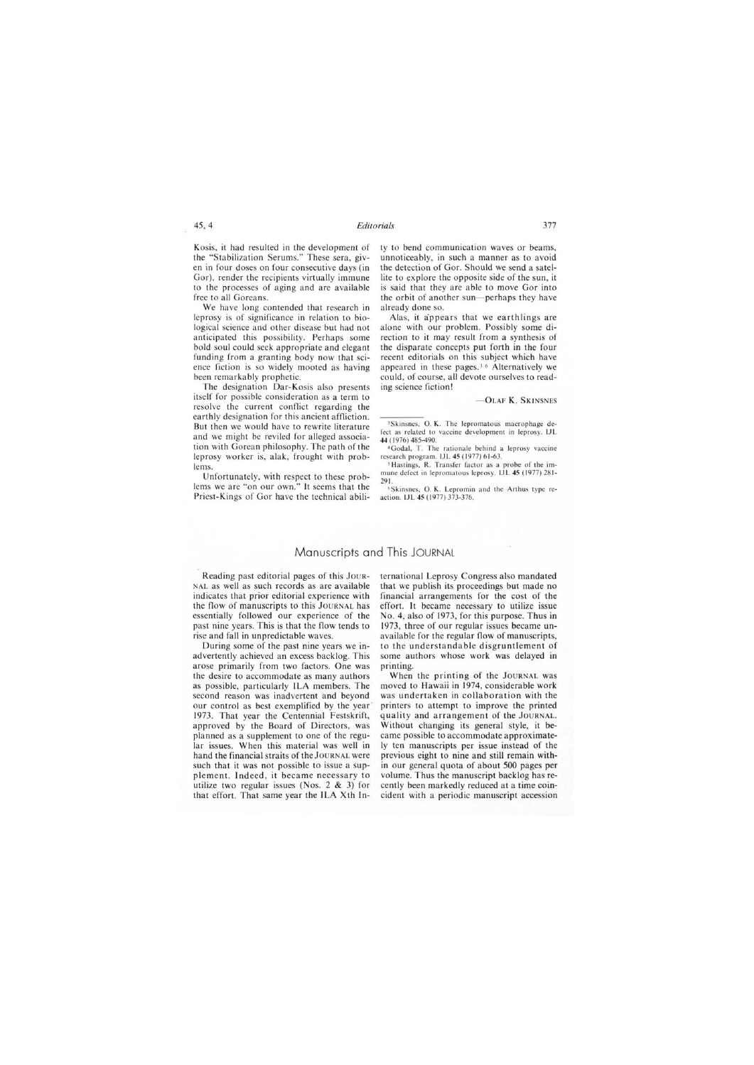Kosis, it had resulted in the development of the "Stabilization Serums." These sera, given in four doses on four consecutive days (in Gor), render the recipients virtually immune to the processes of aging and are available free to all Goreans.

We have long contended that research in leprosy is of significance in relation to biological science and other disease but had not anticipated this possibility. Perhaps some bold soul could seek appropriate and elegant funding from a granting body now that science fiction is so widely mooted as having been remarkably prophetic.

The designation Dar-Kosis also presents itself for possible consideration as a term to resolve the current conflict regarding the earthly designation for this ancient affliction. But then we would have to rewrite literature and we might be reviled for alleged association with Gorean philosophy. The path of the leprosy worker is, alak, frought with problems.

Unfortunately, with respect to these problems we are "on our own." It seems that the Priest-Kings of Gor have the technical ability to bend communication waves or beams, unnoticeably, in such a manner as to avoid the detection of Gor. Should we send a satellite to explore the opposite side of the sun, it is said that they are able to move Gor into the orbit of another sun—perhaps they have already done so.

Alas, it appears that we earthlings are alone with our problem. Possibly some direction to it may result from a synthesis of the disparate concepts put forth in the four recent editorials on this subject which have appeared in these pages.[3-6] Alternatively we could, of course, all devote ourselves to reading science fiction!

—OLAF K. SKINSNES

---

[3] Skinsnes, O. K. The lepromatous macrophage defect as related to vaccine development in leprosy. IJL 44 (1976) 485-490.

[4] Godal, T. The rationale behind a leprosy vaccine research program. IJL 45 (1977) 61-63.

[5] Hastings, R. Transfer factor as a probe of the immune defect in lepromatous leprosy. IJL 45 (1977) 281-291.

[6] Skinsnes, O. K. Lepromin and the Arthus type reaction. IJL 45 (1977) 373-376.

## Manuscripts and This JOURNAL

Reading past editorial pages of this JOURNAL as well as such records as are available indicates that prior editorial experience with the flow of manuscripts to this JOURNAL has essentially followed our experience of the past nine years. This is that the flow tends to rise and fall in unpredictable waves.

During some of the past nine years we inadvertently achieved an excess backlog. This arose primarily from two factors. One was the desire to accommodate as many authors as possible, particularly ILA members. The second reason was inadvertent and beyond our control as best exemplified by the year 1973. That year the Centennial Festskrift, approved by the Board of Directors, was planned as a supplement to one of the regular issues. When this material was well in hand the financial straits of the JOURNAL were such that it was not possible to issue a supplement. Indeed, it became necessary to utilize two regular issues (Nos. 2 & 3) for that effort. That same year the ILA Xth International Leprosy Congress also mandated that we publish its proceedings but made no financial arrangements for the cost of the effort. It became necessary to utilize issue No. 4, also of 1973, for this purpose. Thus in 1973, three of our regular issues became unavailable for the regular flow of manuscripts, to the understandable disgruntlement of some authors whose work was delayed in printing.

When the printing of the JOURNAL was moved to Hawaii in 1974, considerable work was undertaken in collaboration with the printers to attempt to improve the printed quality and arrangement of the JOURNAL. Without changing its general style, it became possible to accommodate approximately ten manuscripts per issue instead of the previous eight to nine and still remain within our general quota of about 500 pages per volume. Thus the manuscript backlog has recently been markedly reduced at a time coincident with a periodic manuscript accession